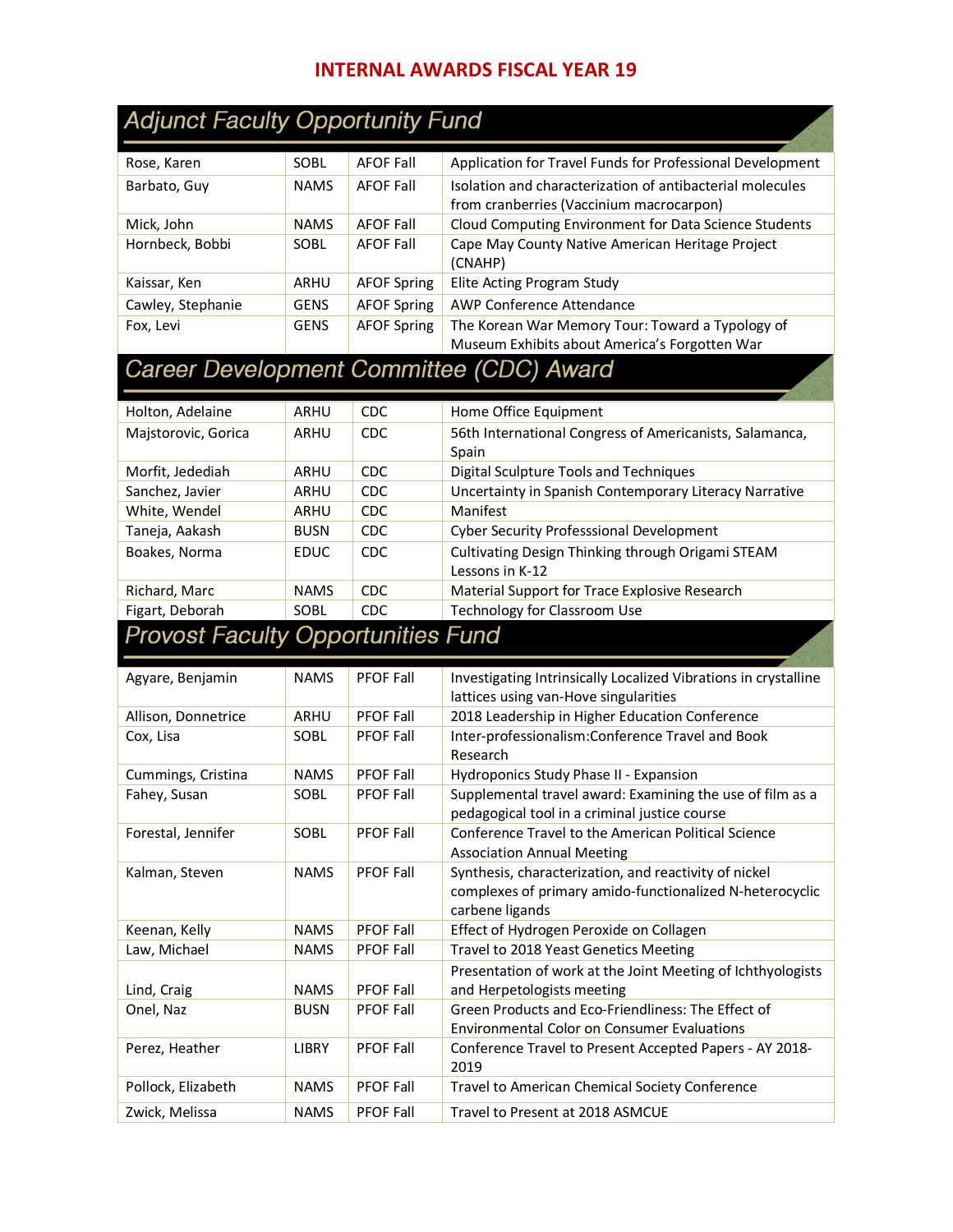# INTERNAL AWARDS FISCAL YEAR 19

## Adjunct Faculty Opportunity Fund

| Name | School | Award | Project |
|---|---|---|---|
| Rose, Karen | SOBL | AFOF Fall | Application for Travel Funds for Professional Development |
| Barbato, Guy | NAMS | AFOF Fall | Isolation and characterization of antibacterial molecules from cranberries (Vaccinium macrocarpon) |
| Mick, John | NAMS | AFOF Fall | Cloud Computing Environment for Data Science Students |
| Hornbeck, Bobbi | SOBL | AFOF Fall | Cape May County Native American Heritage Project (CNAHP) |
| Kaissar, Ken | ARHU | AFOF Spring | Elite Acting Program Study |
| Cawley, Stephanie | GENS | AFOF Spring | AWP Conference Attendance |
| Fox, Levi | GENS | AFOF Spring | The Korean War Memory Tour: Toward a Typology of Museum Exhibits about America's Forgotten War |

## Career Development Committee (CDC) Award

| Name | School | Award | Project |
|---|---|---|---|
| Holton, Adelaine | ARHU | CDC | Home Office Equipment |
| Majstorovic, Gorica | ARHU | CDC | 56th International Congress of Americanists, Salamanca, Spain |
| Morfit, Jedediah | ARHU | CDC | Digital Sculpture Tools and Techniques |
| Sanchez, Javier | ARHU | CDC | Uncertainty in Spanish Contemporary Literacy Narrative |
| White, Wendel | ARHU | CDC | Manifest |
| Taneja, Aakash | BUSN | CDC | Cyber Security Professsional Development |
| Boakes, Norma | EDUC | CDC | Cultivating Design Thinking through Origami STEAM Lessons in K-12 |
| Richard, Marc | NAMS | CDC | Material Support for Trace Explosive Research |
| Figart, Deborah | SOBL | CDC | Technology for Classroom Use |

## Provost Faculty Opportunities Fund

| Name | School | Award | Project |
|---|---|---|---|
| Agyare, Benjamin | NAMS | PFOF Fall | Investigating Intrinsically Localized Vibrations in crystalline lattices using van-Hove singularities |
| Allison, Donnetrice | ARHU | PFOF Fall | 2018 Leadership in Higher Education Conference |
| Cox, Lisa | SOBL | PFOF Fall | Inter-professionalism:Conference Travel and Book Research |
| Cummings, Cristina | NAMS | PFOF Fall | Hydroponics Study Phase II - Expansion |
| Fahey, Susan | SOBL | PFOF Fall | Supplemental travel award: Examining the use of film as a pedagogical tool in a criminal justice course |
| Forestal, Jennifer | SOBL | PFOF Fall | Conference Travel to the American Political Science Association Annual Meeting |
| Kalman, Steven | NAMS | PFOF Fall | Synthesis, characterization, and reactivity of nickel complexes of primary amido-functionalized N-heterocyclic carbene ligands |
| Keenan, Kelly | NAMS | PFOF Fall | Effect of Hydrogen Peroxide on Collagen |
| Law, Michael | NAMS | PFOF Fall | Travel to 2018 Yeast Genetics Meeting |
| Lind, Craig | NAMS | PFOF Fall | Presentation of work at the Joint Meeting of Ichthyologists and Herpetologists meeting |
| Onel, Naz | BUSN | PFOF Fall | Green Products and Eco-Friendliness: The Effect of Environmental Color on Consumer Evaluations |
| Perez, Heather | LIBRY | PFOF Fall | Conference Travel to Present Accepted Papers - AY 2018-2019 |
| Pollock, Elizabeth | NAMS | PFOF Fall | Travel to American Chemical Society Conference |
| Zwick, Melissa | NAMS | PFOF Fall | Travel to Present at 2018 ASMCUE |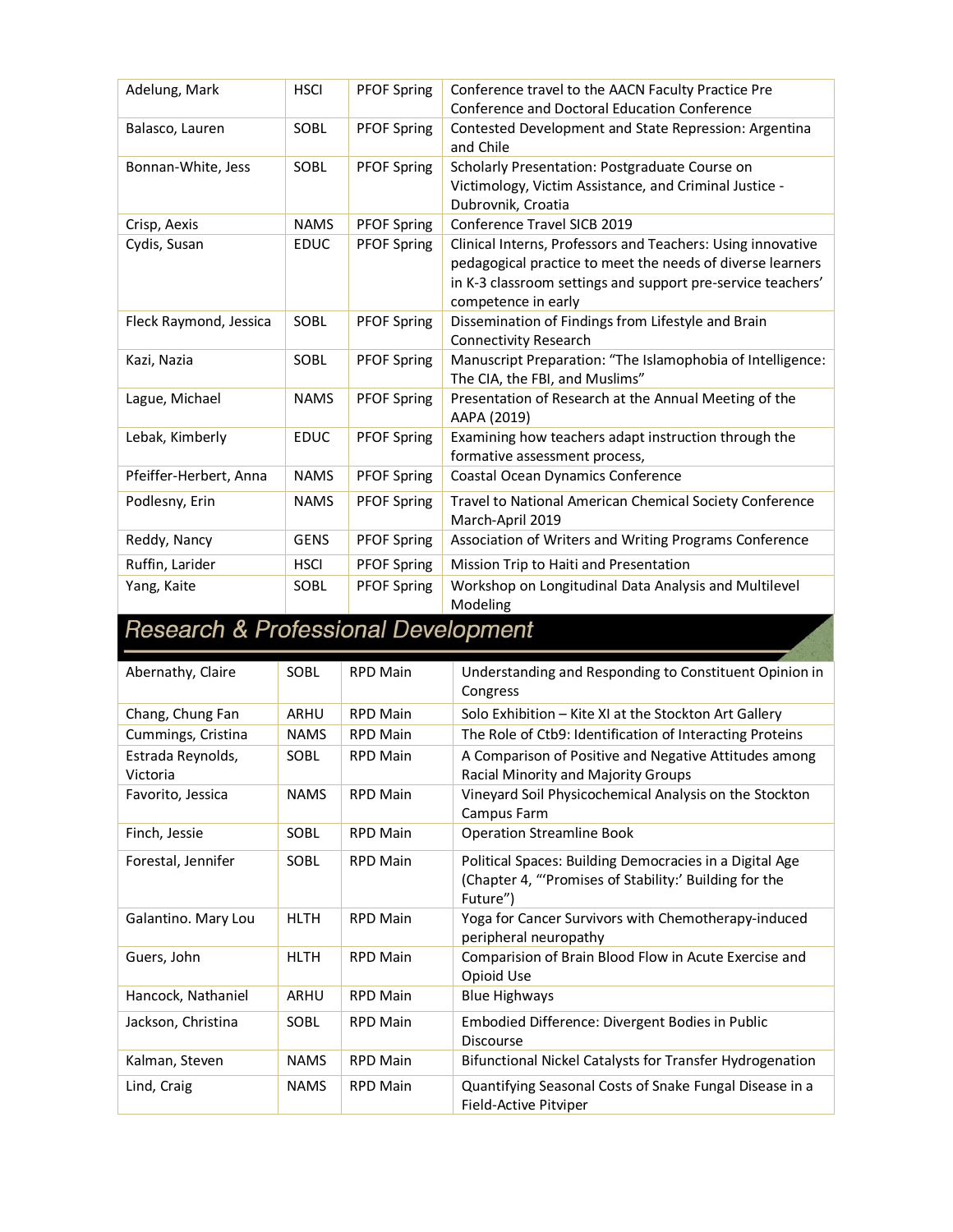| | | | |
|---|---|---|---|
| Adelung, Mark | HSCI | PFOF Spring | Conference travel to the AACN Faculty Practice Pre Conference and Doctoral Education Conference |
| Balasco, Lauren | SOBL | PFOF Spring | Contested Development and State Repression: Argentina and Chile |
| Bonnan-White, Jess | SOBL | PFOF Spring | Scholarly Presentation: Postgraduate Course on Victimology, Victim Assistance, and Criminal Justice - Dubrovnik, Croatia |
| Crisp, Aexis | NAMS | PFOF Spring | Conference Travel SICB 2019 |
| Cydis, Susan | EDUC | PFOF Spring | Clinical Interns, Professors and Teachers: Using innovative pedagogical practice to meet the needs of diverse learners in K-3 classroom settings and support pre-service teachers' competence in early |
| Fleck Raymond, Jessica | SOBL | PFOF Spring | Dissemination of Findings from Lifestyle and Brain Connectivity Research |
| Kazi, Nazia | SOBL | PFOF Spring | Manuscript Preparation: "The Islamophobia of Intelligence: The CIA, the FBI, and Muslims" |
| Lague, Michael | NAMS | PFOF Spring | Presentation of Research at the Annual Meeting of the AAPA (2019) |
| Lebak, Kimberly | EDUC | PFOF Spring | Examining how teachers adapt instruction through the formative assessment process, |
| Pfeiffer-Herbert, Anna | NAMS | PFOF Spring | Coastal Ocean Dynamics Conference |
| Podlesny, Erin | NAMS | PFOF Spring | Travel to National American Chemical Society Conference March-April 2019 |
| Reddy, Nancy | GENS | PFOF Spring | Association of Writers and Writing Programs Conference |
| Ruffin, Larider | HSCI | PFOF Spring | Mission Trip to Haiti and Presentation |
| Yang, Kaite | SOBL | PFOF Spring | Workshop on Longitudinal Data Analysis and Multilevel Modeling |

## Research & Professional Development

| | | | |
|---|---|---|---|
| Abernathy, Claire | SOBL | RPD Main | Understanding and Responding to Constituent Opinion in Congress |
| Chang, Chung Fan | ARHU | RPD Main | Solo Exhibition – Kite XI at the Stockton Art Gallery |
| Cummings, Cristina | NAMS | RPD Main | The Role of Ctb9: Identification of Interacting Proteins |
| Estrada Reynolds, Victoria | SOBL | RPD Main | A Comparison of Positive and Negative Attitudes among Racial Minority and Majority Groups |
| Favorito, Jessica | NAMS | RPD Main | Vineyard Soil Physicochemical Analysis on the Stockton Campus Farm |
| Finch, Jessie | SOBL | RPD Main | Operation Streamline Book |
| Forestal, Jennifer | SOBL | RPD Main | Political Spaces: Building Democracies in a Digital Age (Chapter 4, "'Promises of Stability:' Building for the Future") |
| Galantino. Mary Lou | HLTH | RPD Main | Yoga for Cancer Survivors with Chemotherapy-induced peripheral neuropathy |
| Guers, John | HLTH | RPD Main | Comparision of Brain Blood Flow in Acute Exercise and Opioid Use |
| Hancock, Nathaniel | ARHU | RPD Main | Blue Highways |
| Jackson, Christina | SOBL | RPD Main | Embodied Difference: Divergent Bodies in Public Discourse |
| Kalman, Steven | NAMS | RPD Main | Bifunctional Nickel Catalysts for Transfer Hydrogenation |
| Lind, Craig | NAMS | RPD Main | Quantifying Seasonal Costs of Snake Fungal Disease in a Field-Active Pitviper |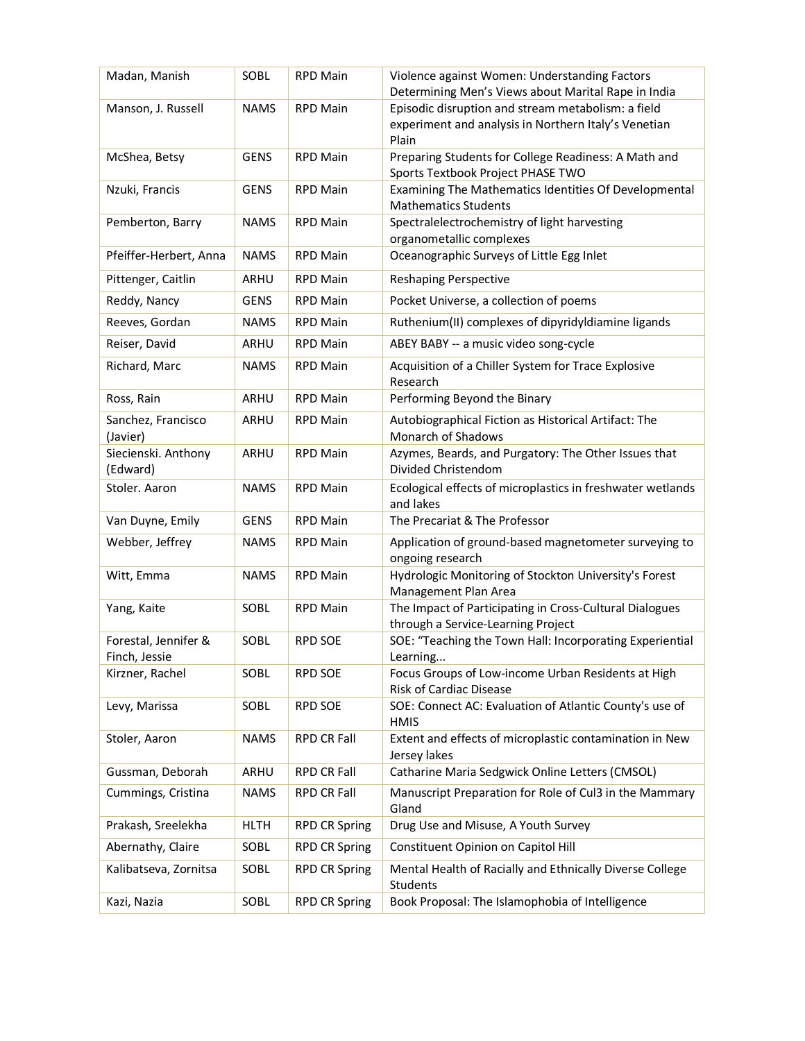| | | | |
|---|---|---|---|
| Madan, Manish | SOBL | RPD Main | Violence against Women: Understanding Factors Determining Men's Views about Marital Rape in India |
| Manson, J. Russell | NAMS | RPD Main | Episodic disruption and stream metabolism: a field experiment and analysis in Northern Italy's Venetian Plain |
| McShea, Betsy | GENS | RPD Main | Preparing Students for College Readiness: A Math and Sports Textbook Project PHASE TWO |
| Nzuki, Francis | GENS | RPD Main | Examining The Mathematics Identities Of Developmental Mathematics Students |
| Pemberton, Barry | NAMS | RPD Main | Spectralelectrochemistry of light harvesting organometallic complexes |
| Pfeiffer-Herbert, Anna | NAMS | RPD Main | Oceanographic Surveys of Little Egg Inlet |
| Pittenger, Caitlin | ARHU | RPD Main | Reshaping Perspective |
| Reddy, Nancy | GENS | RPD Main | Pocket Universe, a collection of poems |
| Reeves, Gordan | NAMS | RPD Main | Ruthenium(II) complexes of dipyridyldiamine ligands |
| Reiser, David | ARHU | RPD Main | ABEY BABY -- a music video song-cycle |
| Richard, Marc | NAMS | RPD Main | Acquisition of a Chiller System for Trace Explosive Research |
| Ross, Rain | ARHU | RPD Main | Performing Beyond the Binary |
| Sanchez, Francisco (Javier) | ARHU | RPD Main | Autobiographical Fiction as Historical Artifact: The Monarch of Shadows |
| Siecienski. Anthony (Edward) | ARHU | RPD Main | Azymes, Beards, and Purgatory: The Other Issues that Divided Christendom |
| Stoler. Aaron | NAMS | RPD Main | Ecological effects of microplastics in freshwater wetlands and lakes |
| Van Duyne, Emily | GENS | RPD Main | The Precariat & The Professor |
| Webber, Jeffrey | NAMS | RPD Main | Application of ground-based magnetometer surveying to ongoing research |
| Witt, Emma | NAMS | RPD Main | Hydrologic Monitoring of Stockton University's Forest Management Plan Area |
| Yang, Kaite | SOBL | RPD Main | The Impact of Participating in Cross-Cultural Dialogues through a Service-Learning Project |
| Forestal, Jennifer & Finch, Jessie | SOBL | RPD SOE | SOE: "Teaching the Town Hall: Incorporating Experiential Learning... |
| Kirzner, Rachel | SOBL | RPD SOE | Focus Groups of Low-income Urban Residents at High Risk of Cardiac Disease |
| Levy, Marissa | SOBL | RPD SOE | SOE: Connect AC: Evaluation of Atlantic County's use of HMIS |
| Stoler, Aaron | NAMS | RPD CR Fall | Extent and effects of microplastic contamination in New Jersey lakes |
| Gussman, Deborah | ARHU | RPD CR Fall | Catharine Maria Sedgwick Online Letters (CMSOL) |
| Cummings, Cristina | NAMS | RPD CR Fall | Manuscript Preparation for Role of Cul3 in the Mammary Gland |
| Prakash, Sreelekha | HLTH | RPD CR Spring | Drug Use and Misuse, A Youth Survey |
| Abernathy, Claire | SOBL | RPD CR Spring | Constituent Opinion on Capitol Hill |
| Kalibatseva, Zornitsa | SOBL | RPD CR Spring | Mental Health of Racially and Ethnically Diverse College Students |
| Kazi, Nazia | SOBL | RPD CR Spring | Book Proposal: The Islamophobia of Intelligence |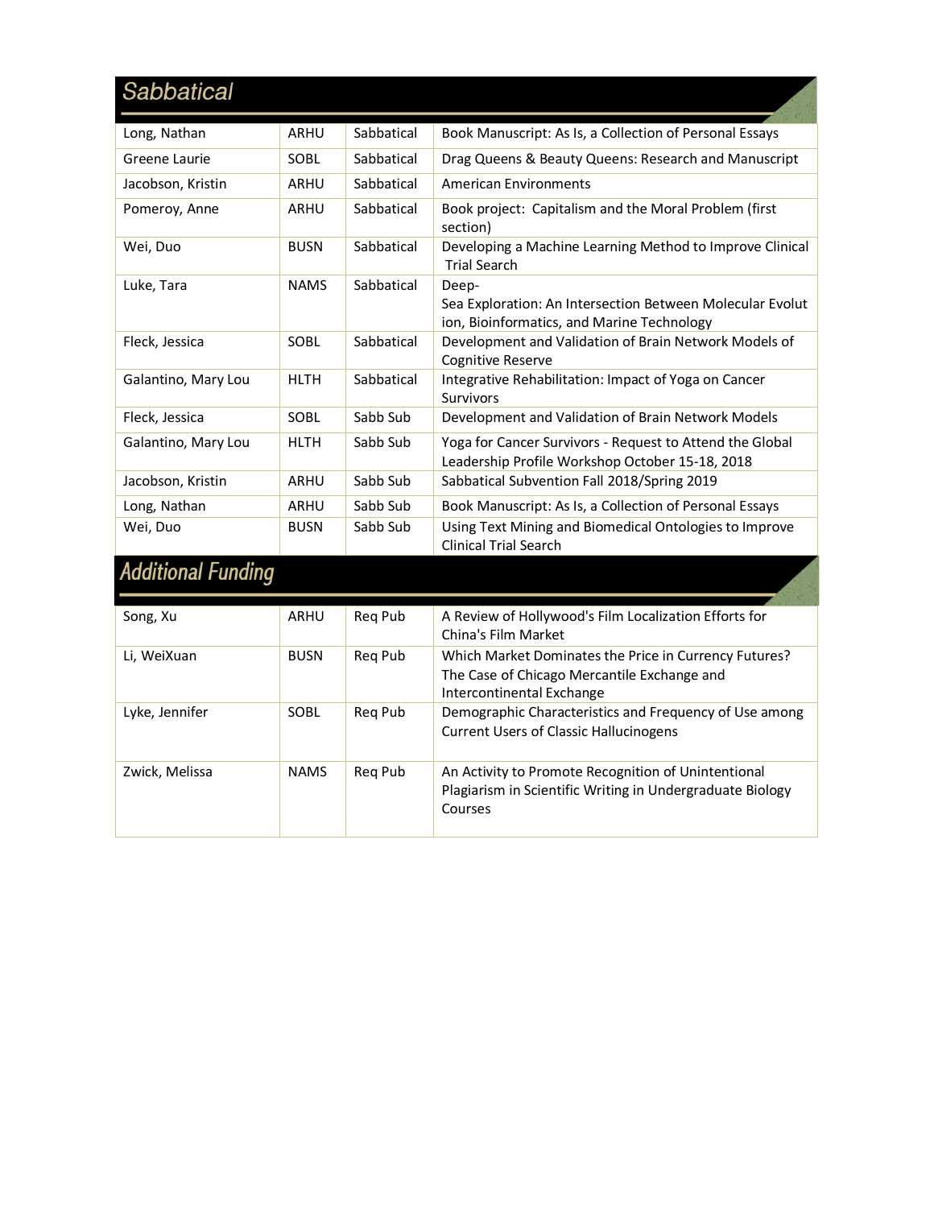## Sabbatical

| | | | |
|---|---|---|---|
| Long, Nathan | ARHU | Sabbatical | Book Manuscript: As Is, a Collection of Personal Essays |
| Greene Laurie | SOBL | Sabbatical | Drag Queens & Beauty Queens: Research and Manuscript |
| Jacobson, Kristin | ARHU | Sabbatical | American Environments |
| Pomeroy, Anne | ARHU | Sabbatical | Book project: Capitalism and the Moral Problem (first section) |
| Wei, Duo | BUSN | Sabbatical | Developing a Machine Learning Method to Improve Clinical Trial Search |
| Luke, Tara | NAMS | Sabbatical | Deep-Sea Exploration: An Intersection Between Molecular Evolution, Bioinformatics, and Marine Technology |
| Fleck, Jessica | SOBL | Sabbatical | Development and Validation of Brain Network Models of Cognitive Reserve |
| Galantino, Mary Lou | HLTH | Sabbatical | Integrative Rehabilitation: Impact of Yoga on Cancer Survivors |
| Fleck, Jessica | SOBL | Sabb Sub | Development and Validation of Brain Network Models |
| Galantino, Mary Lou | HLTH | Sabb Sub | Yoga for Cancer Survivors - Request to Attend the Global Leadership Profile Workshop October 15-18, 2018 |
| Jacobson, Kristin | ARHU | Sabb Sub | Sabbatical Subvention Fall 2018/Spring 2019 |
| Long, Nathan | ARHU | Sabb Sub | Book Manuscript: As Is, a Collection of Personal Essays |
| Wei, Duo | BUSN | Sabb Sub | Using Text Mining and Biomedical Ontologies to Improve Clinical Trial Search |

## Additional Funding

| | | | |
|---|---|---|---|
| Song, Xu | ARHU | Req Pub | A Review of Hollywood's Film Localization Efforts for China's Film Market |
| Li, WeiXuan | BUSN | Req Pub | Which Market Dominates the Price in Currency Futures? The Case of Chicago Mercantile Exchange and Intercontinental Exchange |
| Lyke, Jennifer | SOBL | Req Pub | Demographic Characteristics and Frequency of Use among Current Users of Classic Hallucinogens |
| Zwick, Melissa | NAMS | Req Pub | An Activity to Promote Recognition of Unintentional Plagiarism in Scientific Writing in Undergraduate Biology Courses |